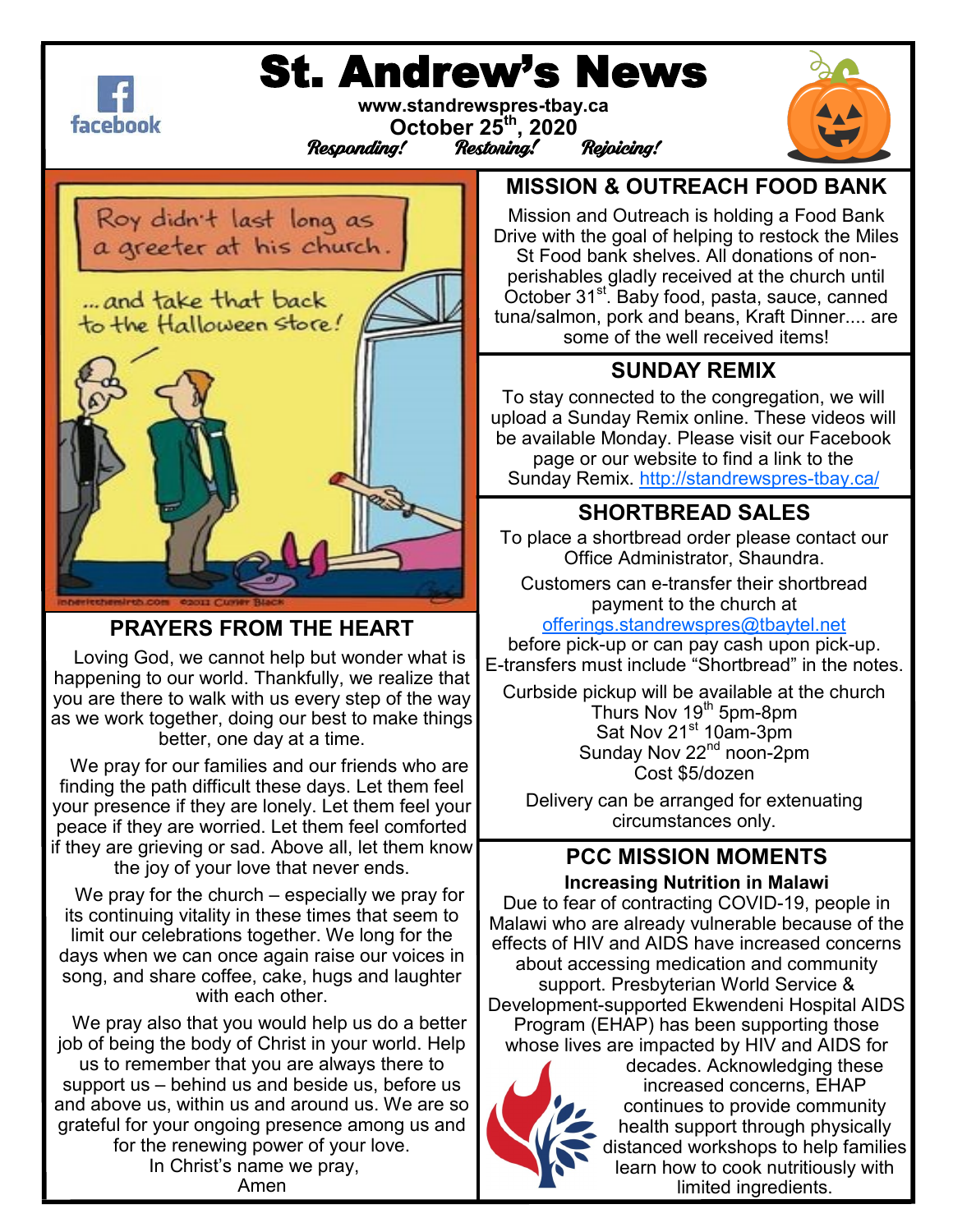# St. Andrew's News

**www.standrewspres-tbay.ca**

**October 25th, 2020**

*Responding! Restoring! Rejoicing!*

## PRAYERS FROM THE HEART

Loving God, we cannot help but wonder what is happening to our world. Thankfully, we realize that you are there to walk with us every step of the way as we work together, doing our best to make things better, one day at a time.

We pray for our families and our friends who are finding the path difficult these days. Let them feel your presence if they are lonely. Let them feel your peace if they are worried. Let them feel comforted if they are grieving or sad. Above all, let them know the joy of your love that never ends.

We pray for the church – especially we pray for its continuing vitality in these times that seem to limit our celebrations together. We long for the days when we can once again raise our voices in song, and share coffee, cake, hugs and laughter with each other.

We pray also that you would help us do a better job of being the body of Christ in your world. Help us to remember that you are always there to support us – behind us and beside us, before us and above us, within us and around us. We are so grateful for your ongoing presence among us and for the renewing power of your love.

In Christ's name we pray,
Amen

## MISSION & OUTREACH FOOD BANK

Mission and Outreach is holding a Food Bank Drive with the goal of helping to restock the Miles St Food bank shelves. All donations of non-perishables gladly received at the church until October 31st. Baby food, pasta, sauce, canned tuna/salmon, pork and beans, Kraft Dinner.... are some of the well received items!

## SUNDAY REMIX

To stay connected to the congregation, we will upload a Sunday Remix online. These videos will be available Monday. Please visit our Facebook page or our website to find a link to the Sunday Remix. http://standrewspres-tbay.ca/

## SHORTBREAD SALES

To place a shortbread order please contact our Office Administrator, Shaundra.

Customers can e-transfer their shortbread payment to the church at offerings.standrewspres@tbaytel.net before pick-up or can pay cash upon pick-up. E-transfers must include "Shortbread" in the notes.

Curbside pickup will be available at the church
Thurs Nov 19th 5pm-8pm
Sat Nov 21st 10am-3pm
Sunday Nov 22nd noon-2pm
Cost $5/dozen

Delivery can be arranged for extenuating circumstances only.

## PCC MISSION MOMENTS

**Increasing Nutrition in Malawi**

Due to fear of contracting COVID-19, people in Malawi who are already vulnerable because of the effects of HIV and AIDS have increased concerns about accessing medication and community support. Presbyterian World Service & Development-supported Ekwendeni Hospital AIDS Program (EHAP) has been supporting those whose lives are impacted by HIV and AIDS for decades. Acknowledging these increased concerns, EHAP continues to provide community health support through physically distanced workshops to help families learn how to cook nutritiously with limited ingredients.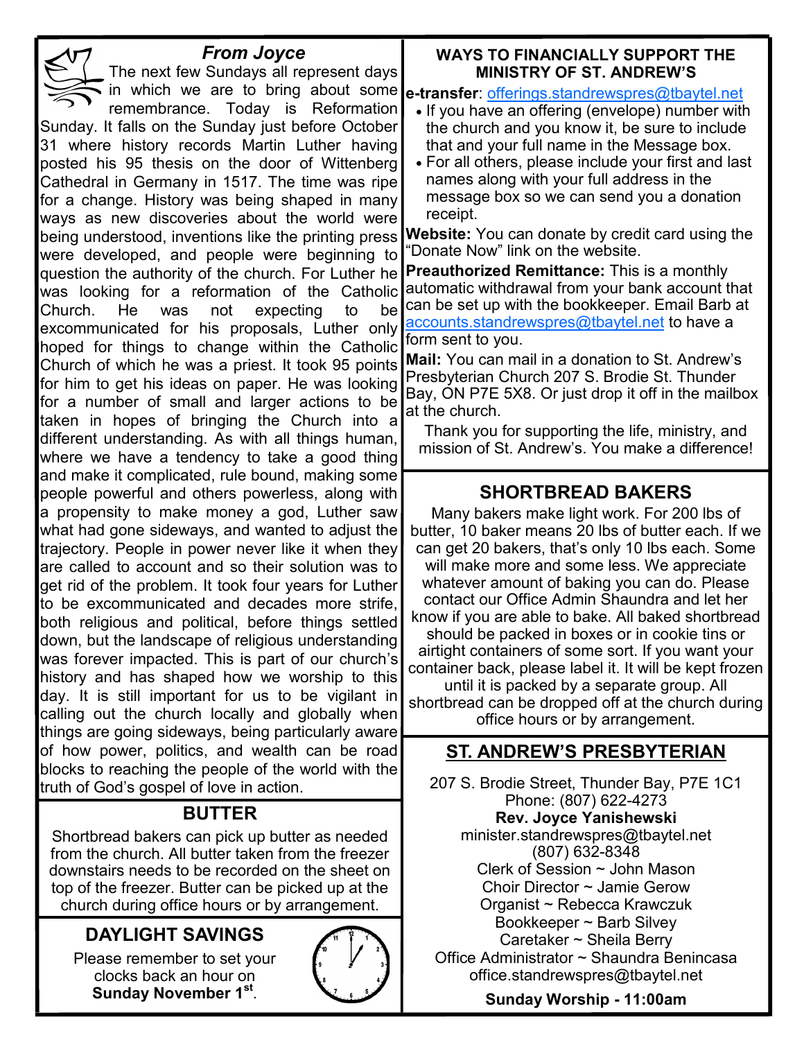### *From Joyce*

The next few Sundays all represent days in which we are to bring about some remembrance. Today is Reformation Sunday. It falls on the Sunday just before October 31 where history records Martin Luther having posted his 95 thesis on the door of Wittenberg Cathedral in Germany in 1517. The time was ripe for a change. History was being shaped in many ways as new discoveries about the world were being understood, inventions like the printing press were developed, and people were beginning to question the authority of the church. For Luther he was looking for a reformation of the Catholic Church. He was not expecting to be excommunicated for his proposals, Luther only hoped for things to change within the Catholic Church of which he was a priest. It took 95 points for him to get his ideas on paper. He was looking for a number of small and larger actions to be taken in hopes of bringing the Church into a different understanding. As with all things human, where we have a tendency to take a good thing and make it complicated, rule bound, making some people powerful and others powerless, along with a propensity to make money a god, Luther saw what had gone sideways, and wanted to adjust the trajectory. People in power never like it when they are called to account and so their solution was to get rid of the problem. It took four years for Luther to be excommunicated and decades more strife, both religious and political, before things settled down, but the landscape of religious understanding was forever impacted. This is part of our church's history and has shaped how we worship to this day. It is still important for us to be vigilant in calling out the church locally and globally when things are going sideways, being particularly aware of how power, politics, and wealth can be road blocks to reaching the people of the world with the truth of God's gospel of love in action.

## BUTTER

Shortbread bakers can pick up butter as needed from the church. All butter taken from the freezer downstairs needs to be recorded on the sheet on top of the freezer. Butter can be picked up at the church during office hours or by arrangement.

## DAYLIGHT SAVINGS

Please remember to set your clocks back an hour on **Sunday November 1st**.

## WAYS TO FINANCIALLY SUPPORT THE MINISTRY OF ST. ANDREW'S

**e-transfer**: offerings.standrewspres@tbaytel.net

- If you have an offering (envelope) number with the church and you know it, be sure to include that and your full name in the Message box.
- For all others, please include your first and last names along with your full address in the message box so we can send you a donation receipt.

**Website:** You can donate by credit card using the "Donate Now" link on the website.

**Preauthorized Remittance:** This is a monthly automatic withdrawal from your bank account that can be set up with the bookkeeper. Email Barb at accounts.standrewspres@tbaytel.net to have a form sent to you.

**Mail:** You can mail in a donation to St. Andrew's Presbyterian Church 207 S. Brodie St. Thunder Bay, ON P7E 5X8. Or just drop it off in the mailbox at the church.

Thank you for supporting the life, ministry, and mission of St. Andrew's. You make a difference!

## SHORTBREAD BAKERS

Many bakers make light work. For 200 lbs of butter, 10 baker means 20 lbs of butter each. If we can get 20 bakers, that's only 10 lbs each. Some will make more and some less. We appreciate whatever amount of baking you can do. Please contact our Office Admin Shaundra and let her know if you are able to bake. All baked shortbread should be packed in boxes or in cookie tins or airtight containers of some sort. If you want your container back, please label it. It will be kept frozen until it is packed by a separate group. All shortbread can be dropped off at the church during office hours or by arrangement.

## ST. ANDREW'S PRESBYTERIAN

207 S. Brodie Street, Thunder Bay, P7E 1C1
Phone: (807) 622-4273
**Rev. Joyce Yanishewski**
minister.standrewspres@tbaytel.net
(807) 632-8348
Clerk of Session ~ John Mason
Choir Director ~ Jamie Gerow
Organist ~ Rebecca Krawczuk
Bookkeeper ~ Barb Silvey
Caretaker ~ Sheila Berry
Office Administrator ~ Shaundra Benincasa
office.standrewspres@tbaytel.net

**Sunday Worship - 11:00am**